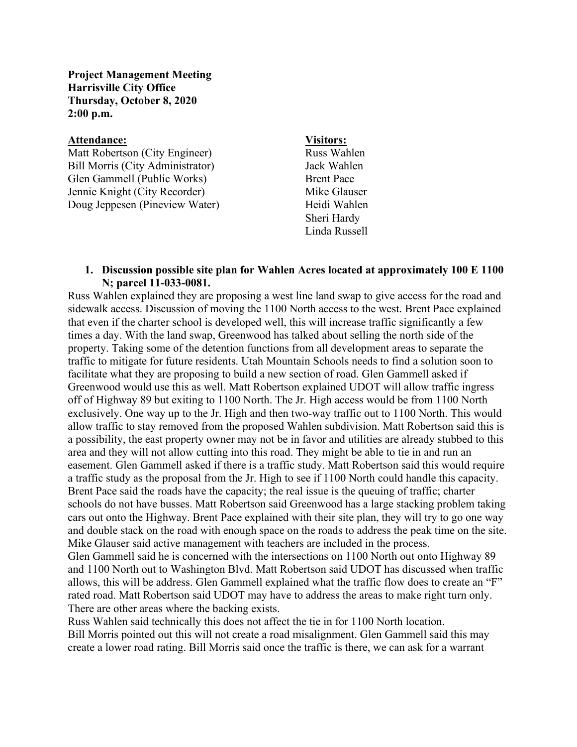**Project Management Meeting**
**Harrisville City Office**
**Thursday, October 8, 2020**
**2:00 p.m.**

**Attendance:**
Matt Robertson (City Engineer)
Bill Morris (City Administrator)
Glen Gammell (Public Works)
Jennie Knight (City Recorder)
Doug Jeppesen (Pineview Water)

**Visitors:**
Russ Wahlen
Jack Wahlen
Brent Pace
Mike Glauser
Heidi Wahlen
Sheri Hardy
Linda Russell

1. **Discussion possible site plan for Wahlen Acres located at approximately 100 E 1100 N; parcel 11-033-0081.**

Russ Wahlen explained they are proposing a west line land swap to give access for the road and sidewalk access. Discussion of moving the 1100 North access to the west. Brent Pace explained that even if the charter school is developed well, this will increase traffic significantly a few times a day. With the land swap, Greenwood has talked about selling the north side of the property. Taking some of the detention functions from all development areas to separate the traffic to mitigate for future residents. Utah Mountain Schools needs to find a solution soon to facilitate what they are proposing to build a new section of road. Glen Gammell asked if Greenwood would use this as well. Matt Robertson explained UDOT will allow traffic ingress off of Highway 89 but exiting to 1100 North. The Jr. High access would be from 1100 North exclusively. One way up to the Jr. High and then two-way traffic out to 1100 North. This would allow traffic to stay removed from the proposed Wahlen subdivision. Matt Robertson said this is a possibility, the east property owner may not be in favor and utilities are already stubbed to this area and they will not allow cutting into this road. They might be able to tie in and run an easement. Glen Gammell asked if there is a traffic study. Matt Robertson said this would require a traffic study as the proposal from the Jr. High to see if 1100 North could handle this capacity. Brent Pace said the roads have the capacity; the real issue is the queuing of traffic; charter schools do not have busses. Matt Robertson said Greenwood has a large stacking problem taking cars out onto the Highway. Brent Pace explained with their site plan, they will try to go one way and double stack on the road with enough space on the roads to address the peak time on the site. Mike Glauser said active management with teachers are included in the process.

Glen Gammell said he is concerned with the intersections on 1100 North out onto Highway 89 and 1100 North out to Washington Blvd. Matt Robertson said UDOT has discussed when traffic allows, this will be address. Glen Gammell explained what the traffic flow does to create an "F" rated road. Matt Robertson said UDOT may have to address the areas to make right turn only. There are other areas where the backing exists.

Russ Wahlen said technically this does not affect the tie in for 1100 North location.

Bill Morris pointed out this will not create a road misalignment. Glen Gammell said this may create a lower road rating. Bill Morris said once the traffic is there, we can ask for a warrant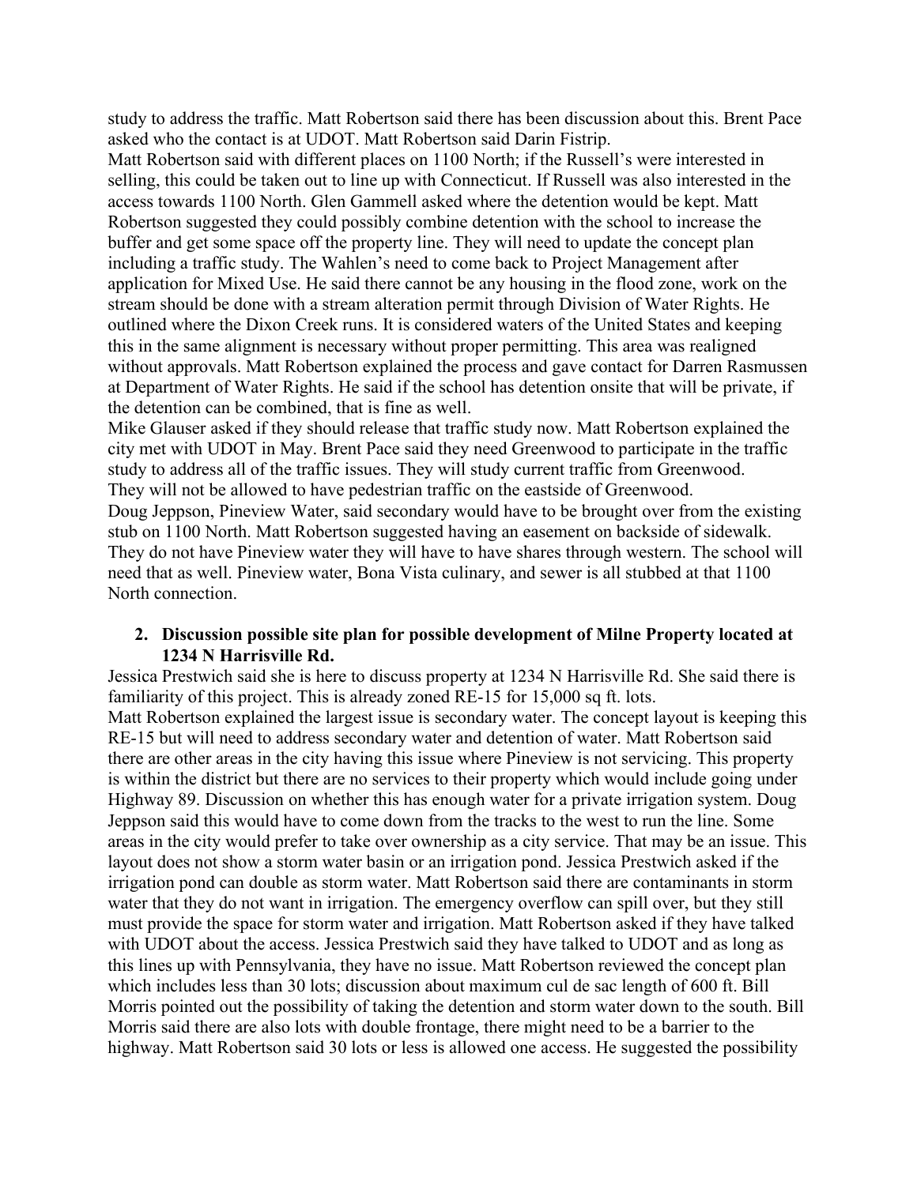study to address the traffic. Matt Robertson said there has been discussion about this. Brent Pace asked who the contact is at UDOT. Matt Robertson said Darin Fistrip.

Matt Robertson said with different places on 1100 North; if the Russell's were interested in selling, this could be taken out to line up with Connecticut. If Russell was also interested in the access towards 1100 North. Glen Gammell asked where the detention would be kept. Matt Robertson suggested they could possibly combine detention with the school to increase the buffer and get some space off the property line. They will need to update the concept plan including a traffic study. The Wahlen's need to come back to Project Management after application for Mixed Use. He said there cannot be any housing in the flood zone, work on the stream should be done with a stream alteration permit through Division of Water Rights. He outlined where the Dixon Creek runs. It is considered waters of the United States and keeping this in the same alignment is necessary without proper permitting. This area was realigned without approvals. Matt Robertson explained the process and gave contact for Darren Rasmussen at Department of Water Rights. He said if the school has detention onsite that will be private, if the detention can be combined, that is fine as well.

Mike Glauser asked if they should release that traffic study now. Matt Robertson explained the city met with UDOT in May. Brent Pace said they need Greenwood to participate in the traffic study to address all of the traffic issues. They will study current traffic from Greenwood. They will not be allowed to have pedestrian traffic on the eastside of Greenwood.

Doug Jeppson, Pineview Water, said secondary would have to be brought over from the existing stub on 1100 North. Matt Robertson suggested having an easement on backside of sidewalk. They do not have Pineview water they will have to have shares through western. The school will need that as well. Pineview water, Bona Vista culinary, and sewer is all stubbed at that 1100 North connection.

2. **Discussion possible site plan for possible development of Milne Property located at 1234 N Harrisville Rd.**

Jessica Prestwich said she is here to discuss property at 1234 N Harrisville Rd. She said there is familiarity of this project. This is already zoned RE-15 for 15,000 sq ft. lots.

Matt Robertson explained the largest issue is secondary water. The concept layout is keeping this RE-15 but will need to address secondary water and detention of water. Matt Robertson said there are other areas in the city having this issue where Pineview is not servicing. This property is within the district but there are no services to their property which would include going under Highway 89. Discussion on whether this has enough water for a private irrigation system. Doug Jeppson said this would have to come down from the tracks to the west to run the line. Some areas in the city would prefer to take over ownership as a city service. That may be an issue. This layout does not show a storm water basin or an irrigation pond. Jessica Prestwich asked if the irrigation pond can double as storm water. Matt Robertson said there are contaminants in storm water that they do not want in irrigation. The emergency overflow can spill over, but they still must provide the space for storm water and irrigation. Matt Robertson asked if they have talked with UDOT about the access. Jessica Prestwich said they have talked to UDOT and as long as this lines up with Pennsylvania, they have no issue. Matt Robertson reviewed the concept plan which includes less than 30 lots; discussion about maximum cul de sac length of 600 ft. Bill Morris pointed out the possibility of taking the detention and storm water down to the south. Bill Morris said there are also lots with double frontage, there might need to be a barrier to the highway. Matt Robertson said 30 lots or less is allowed one access. He suggested the possibility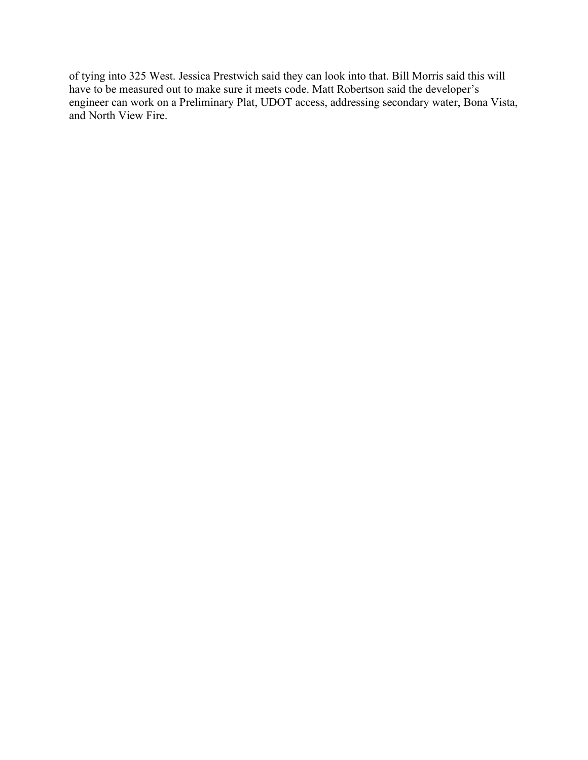of tying into 325 West. Jessica Prestwich said they can look into that. Bill Morris said this will have to be measured out to make sure it meets code. Matt Robertson said the developer's engineer can work on a Preliminary Plat, UDOT access, addressing secondary water, Bona Vista, and North View Fire.